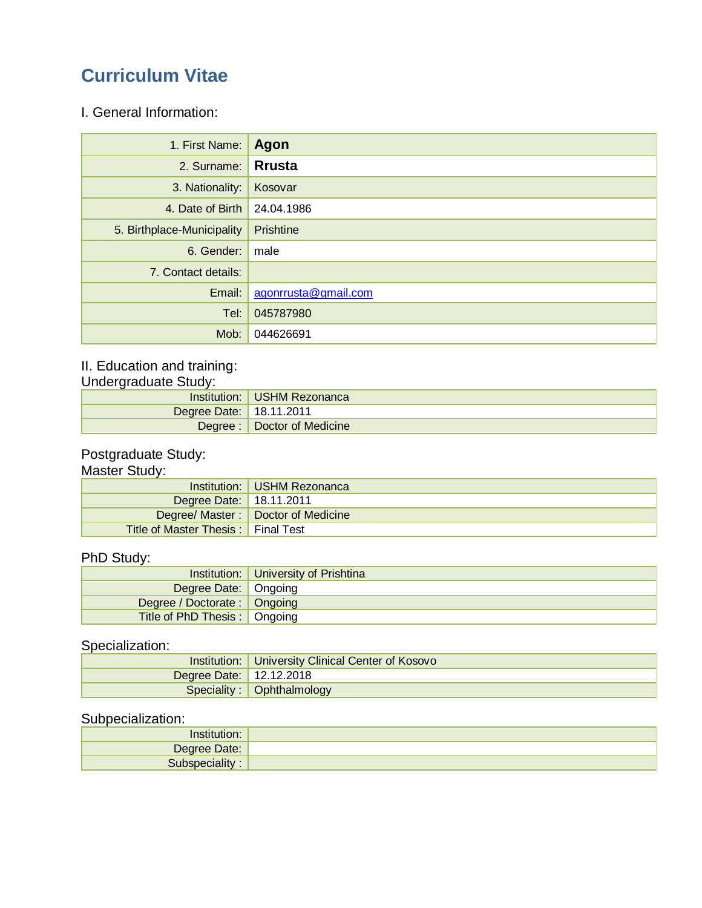# Curriculum Vitae

## I. General Information:

| | |
|---|---|
| 1. First Name: | **Agon** |
| 2. Surname: | **Rrusta** |
| 3. Nationality: | Kosovar |
| 4. Date of Birth | 24.04.1986 |
| 5. Birthplace-Municipality | Prishtine |
| 6. Gender: | male |
| 7. Contact details: | |
| Email: | agonrrusta@gmail.com |
| Tel: | 045787980 |
| Mob: | 044626691 |

## II. Education and training:

### Undergraduate Study:

| | |
|---|---|
| Institution: | USHM Rezonanca |
| Degree Date: | 18.11.2011 |
| Degree : | Doctor of Medicine |

### Postgraduate Study:

### Master Study:

| | |
|---|---|
| Institution: | USHM Rezonanca |
| Degree Date: | 18.11.2011 |
| Degree/ Master : | Doctor of Medicine |
| Title of Master Thesis : | Final Test |

### PhD Study:

| | |
|---|---|
| Institution: | University of Prishtina |
| Degree Date: | Ongoing |
| Degree / Doctorate : | Ongoing |
| Title of PhD Thesis : | Ongoing |

### Specialization:

| | |
|---|---|
| Institution: | University Clinical Center of Kosovo |
| Degree Date: | 12.12.2018 |
| Speciality : | Ophthalmology |

### Subpecialization:

| | |
|---|---|
| Institution: | |
| Degree Date: | |
| Subspeciality : | |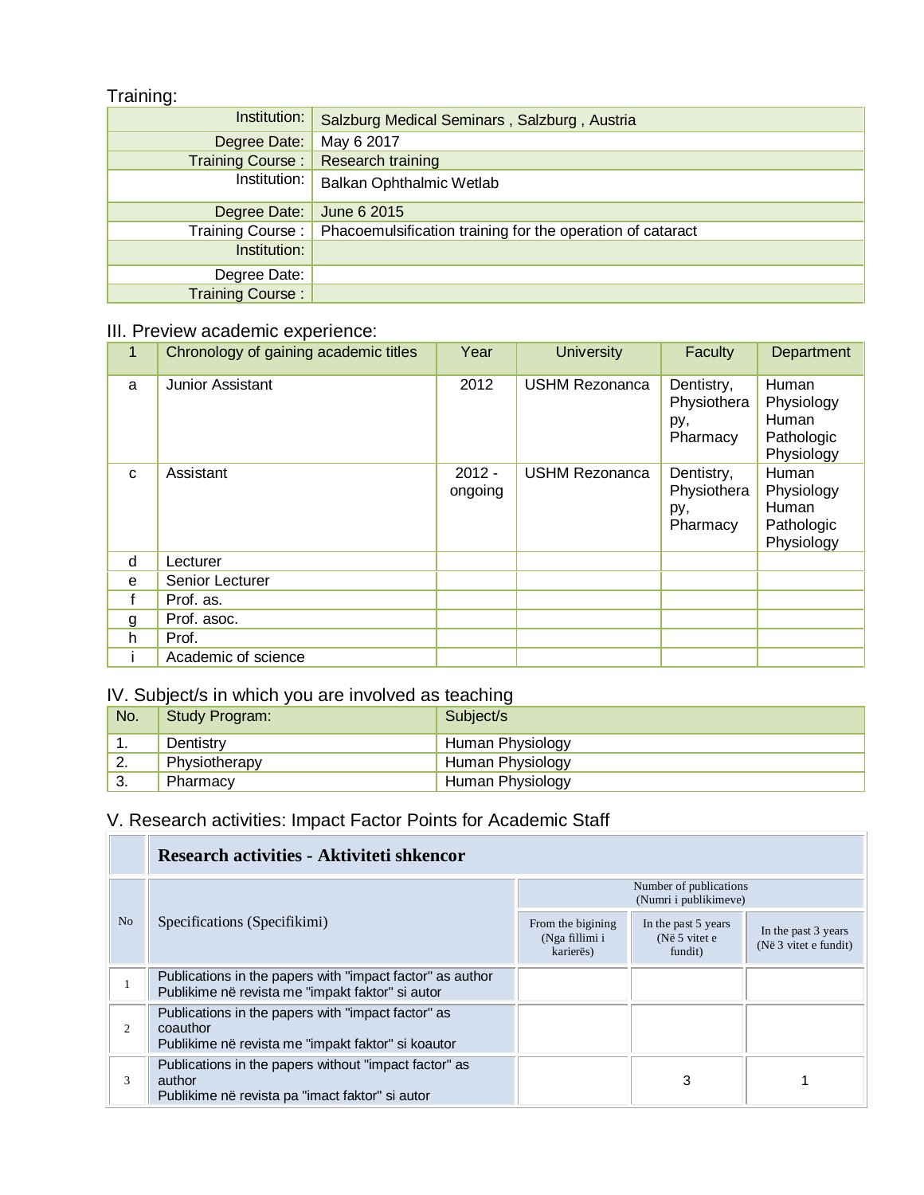Training:

| | |
|---|---|
| Institution: | Salzburg Medical Seminars , Salzburg , Austria |
| Degree Date: | May 6 2017 |
| Training Course : | Research training |
| Institution: | Balkan Ophthalmic Wetlab |
| Degree Date: | June 6 2015 |
| Training Course : | Phacoemulsification training for the operation of cataract |
| Institution: | |
| Degree Date: | |
| Training Course : | |

III. Preview academic experience:

| 1 | Chronology of gaining academic titles | Year | University | Faculty | Department |
|---|---|---|---|---|---|
| a | Junior Assistant | 2012 | USHM Rezonanca | Dentistry, Physiotherapy, Pharmacy | Human Physiology Human Pathologic Physiology |
| c | Assistant | 2012 - ongoing | USHM Rezonanca | Dentistry, Physiotherapy, Pharmacy | Human Physiology Human Pathologic Physiology |
| d | Lecturer | | | | |
| e | Senior Lecturer | | | | |
| f | Prof. as. | | | | |
| g | Prof. asoc. | | | | |
| h | Prof. | | | | |
| i | Academic of science | | | | |

IV. Subject/s in which you are involved as teaching

| No. | Study Program: | Subject/s |
|---|---|---|
| 1. | Dentistry | Human Physiology |
| 2. | Physiotherapy | Human Physiology |
| 3. | Pharmacy | Human Physiology |

V. Research activities: Impact Factor Points for Academic Staff

| | **Research activities - Aktiviteti shkencor** | | | |
|---|---|---|---|---|
| No | Specifications (Specifikimi) | Number of publications (Numri i publikimeve) | | |
| | | From the bigining (Nga fillimi i karierës) | In the past 5 years (Në 5 vitet e fundit) | In the past 3 years (Në 3 vitet e fundit) |
| 1 | Publications in the papers with "impact factor" as author<br>Publikime në revista me "impakt faktor" si autor | | | |
| 2 | Publications in the papers with "impact factor" as coauthor<br>Publikime në revista me "impakt faktor" si koautor | | | |
| 3 | Publications in the papers without "impact factor" as author<br>Publikime në revista pa "imact faktor" si autor | | 3 | 1 |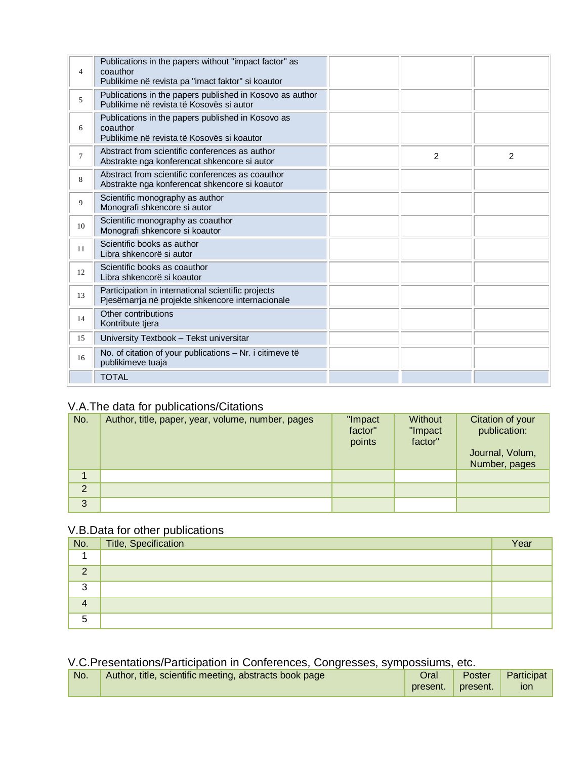| | | | | |
|---|---|---|---|---|
| 4 | Publications in the papers without "impact factor" as coauthor<br>Publikime në revista pa "imact faktor" si koautor | | | |
| 5 | Publications in the papers published in Kosovo as author<br>Publikime në revista të Kosovës si autor | | | |
| 6 | Publications in the papers published in Kosovo as coauthor<br>Publikime në revista të Kosovës si koautor | | | |
| 7 | Abstract from scientific conferences as author<br>Abstrakte nga konferencat shkencore si autor | | 2 | 2 |
| 8 | Abstract from scientific conferences as coauthor<br>Abstrakte nga konferencat shkencore si koautor | | | |
| 9 | Scientific monography as author<br>Monografi shkencore si autor | | | |
| 10 | Scientific monography as coauthor<br>Monografi shkencore si koautor | | | |
| 11 | Scientific books as author<br>Libra shkencorë si autor | | | |
| 12 | Scientific books as coauthor<br>Libra shkencorë si koautor | | | |
| 13 | Participation in international scientific projects<br>Pjesëmarrja në projekte shkencore internacionale | | | |
| 14 | Other contributions<br>Kontribute tjera | | | |
| 15 | University Textbook – Tekst universitar | | | |
| 16 | No. of citation of your publications – Nr. i citimeve të publikimeve tuaja | | | |
| | TOTAL | | | |

## V.A.The data for publications/Citations

| No. | Author, title, paper, year, volume, number, pages | "Impact factor" points | Without "Impact factor" | Citation of your publication:<br><br>Journal, Volum, Number, pages |
|---|---|---|---|---|
| 1 | | | | |
| 2 | | | | |
| 3 | | | | |

## V.B.Data for other publications

| No. | Title, Specification | Year |
|---|---|---|
| 1 | | |
| 2 | | |
| 3 | | |
| 4 | | |
| 5 | | |

## V.C.Presentations/Participation in Conferences, Congresses, sympossiums, etc.

| No. | Author, title, scientific meeting, abstracts book page | Oral present. | Poster present. | Participation |
|---|---|---|---|---|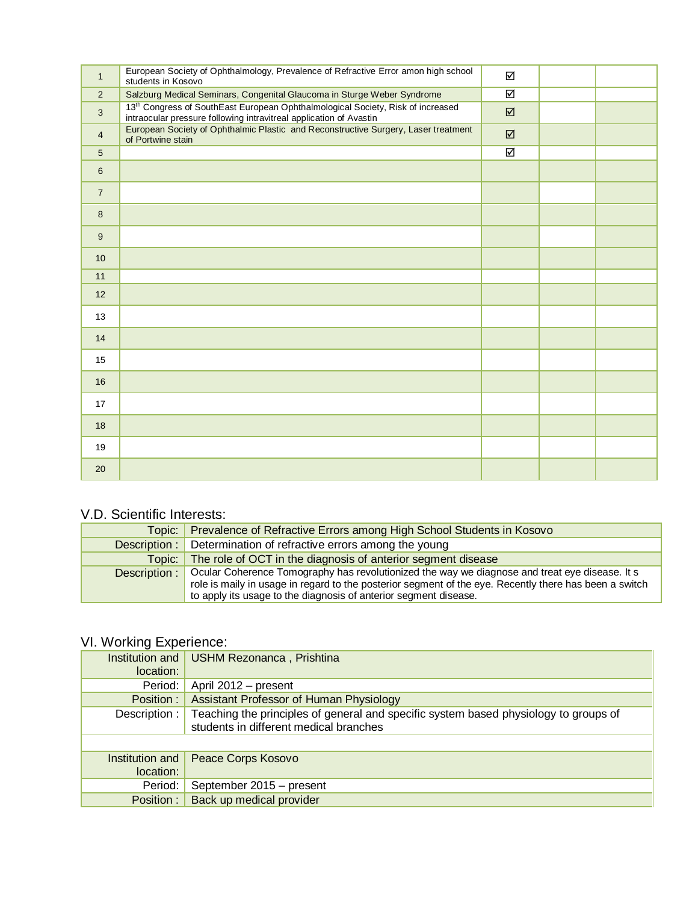| | | | | |
|---|---|---|---|---|
| 1 | European Society of Ophthalmology, Prevalence of Refractive Error amon high school students in Kosovo | ☑ | | |
| 2 | Salzburg Medical Seminars, Congenital Glaucoma in Sturge Weber Syndrome | ☑ | | |
| 3 | 13th Congress of SouthEast European Ophthalmological Society, Risk of increased intraocular pressure following intravitreal application of Avastin | ☑ | | |
| 4 | European Society of Ophthalmic Plastic and Reconstructive Surgery, Laser treatment of Portwine stain | ☑ | | |
| 5 | | ☑ | | |
| 6 | | | | |
| 7 | | | | |
| 8 | | | | |
| 9 | | | | |
| 10 | | | | |
| 11 | | | | |
| 12 | | | | |
| 13 | | | | |
| 14 | | | | |
| 15 | | | | |
| 16 | | | | |
| 17 | | | | |
| 18 | | | | |
| 19 | | | | |
| 20 | | | | |

## V.D. Scientific Interests:

| | |
|---|---|
| Topic: | Prevalence of Refractive Errors among High School Students in Kosovo |
| Description : | Determination of refractive errors among the young |
| Topic: | The role of OCT in the diagnosis of anterior segment disease |
| Description : | Ocular Coherence Tomography has revolutionized the way we diagnose and treat eye disease. It s role is maily in usage in regard to the posterior segment of the eye. Recently there has been a switch to apply its usage to the diagnosis of anterior segment disease. |

## VI. Working Experience:

| | |
|---|---|
| Institution and location: | USHM Rezonanca , Prishtina |
| Period: | April 2012 – present |
| Position : | Assistant Professor of Human Physiology |
| Description : | Teaching the principles of general and specific system based physiology to groups of students in different medical branches |
| | |
| Institution and location: | Peace Corps Kosovo |
| Period: | September 2015 – present |
| Position : | Back up medical provider |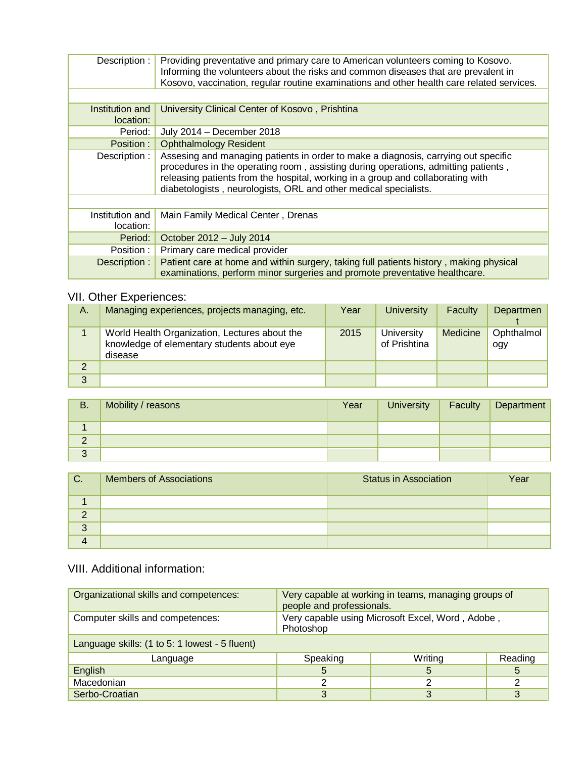| | |
|---|---|
| Description : | Providing preventative and primary care to American volunteers coming to Kosovo. Informing the volunteers about the risks and common diseases that are prevalent in Kosovo, vaccination, regular routine examinations and other health care related services. |
| | |
| Institution and location: | University Clinical Center of Kosovo , Prishtina |
| Period: | July 2014 – December 2018 |
| Position : | Ophthalmology Resident |
| Description : | Assesing and managing patients in order to make a diagnosis, carrying out specific procedures in the operating room , assisting during operations, admitting patients , releasing patients from the hospital, working in a group and collaborating with diabetologists , neurologists, ORL and other medical specialists. |
| | |
| Institution and location: | Main Family Medical Center , Drenas |
| Period: | October 2012 – July 2014 |
| Position : | Primary care medical provider |
| Description : | Patient care at home and within surgery, taking full patients history , making physical examinations, perform minor surgeries and promote preventative healthcare. |

## VII. Other Experiences:

| A. | Managing experiences, projects managing, etc. | Year | University | Faculty | Department |
|---|---|---|---|---|---|
| 1 | World Health Organization, Lectures about the knowledge of elementary students about eye disease | 2015 | University of Prishtina | Medicine | Ophthalmology |
| 2 | | | | | |
| 3 | | | | | |

| B. | Mobility / reasons | Year | University | Faculty | Department |
|---|---|---|---|---|---|
| 1 | | | | | |
| 2 | | | | | |
| 3 | | | | | |

| C. | Members of Associations | Status in Association | Year |
|---|---|---|---|
| 1 | | | |
| 2 | | | |
| 3 | | | |
| 4 | | | |

## VIII. Additional information:

| | |
|---|---|
| Organizational skills and competences: | Very capable at working in teams, managing groups of people and professionals. |
| Computer skills and competences: | Very capable using Microsoft Excel, Word , Adobe , Photoshop |

Language skills: (1 to 5: 1 lowest - 5 fluent)

| Language | Speaking | Writing | Reading |
|---|---|---|---|
| English | 5 | 5 | 5 |
| Macedonian | 2 | 2 | 2 |
| Serbo-Croatian | 3 | 3 | 3 |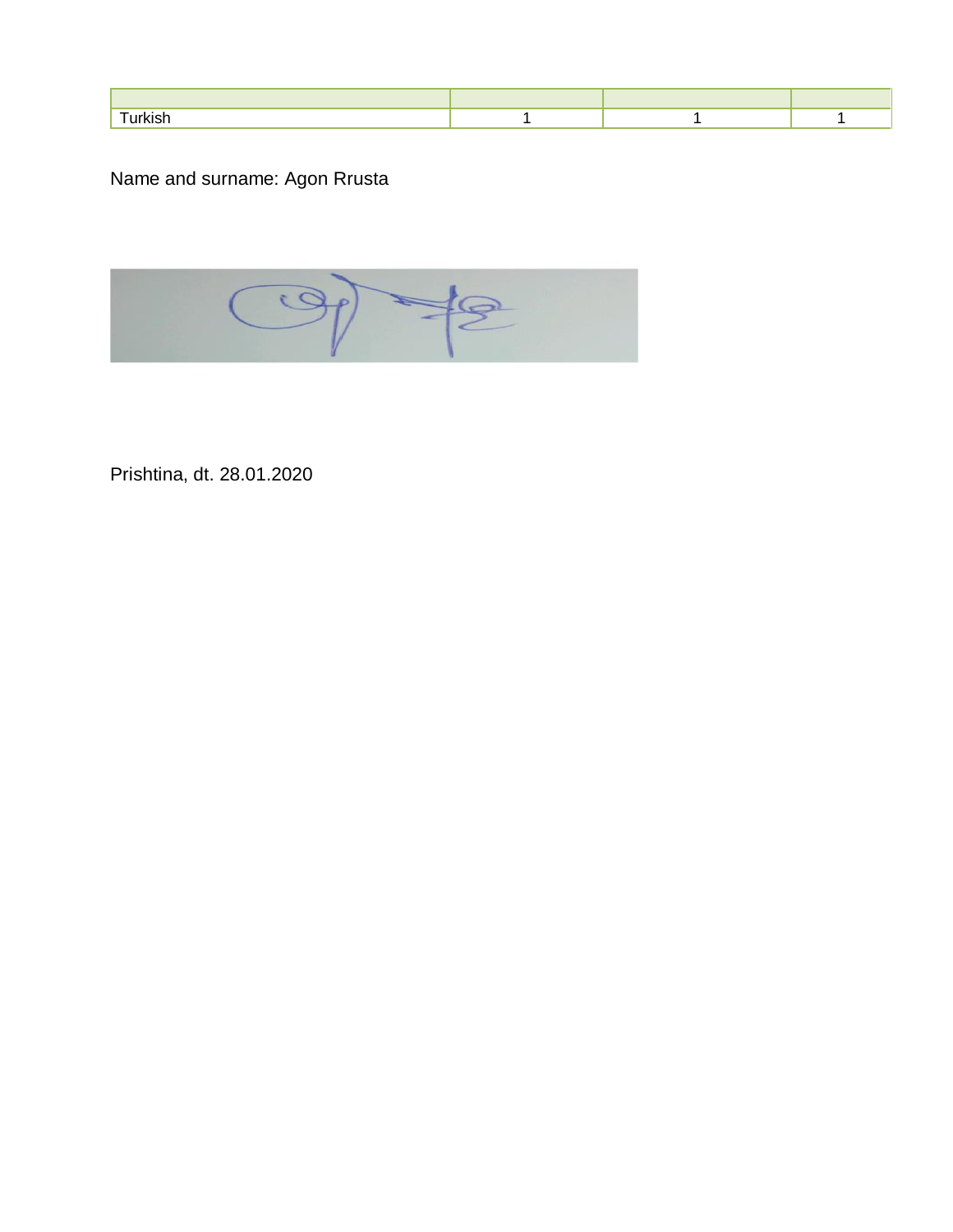| | | | |
|---|---|---|---|
| Turkish | 1 | 1 | 1 |

Name and surname: Agon Rrusta

Prishtina, dt. 28.01.2020